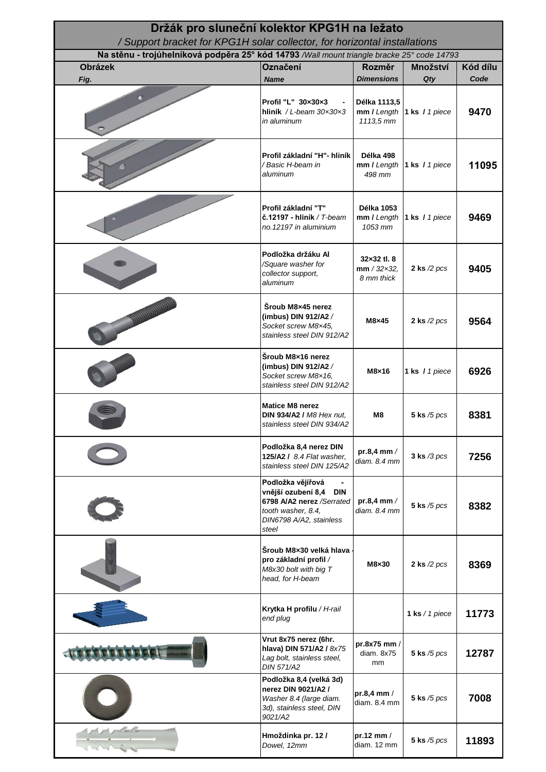# Držák pro sluneční kolektor KPG1H na ležato

*/ Support bracket for KPG1H solar collector, for horizontal installations*

**Na stěnu - trojúhelníková podpěra 25° kód 14793** */Wall mount triangle bracke 25° code 14793*

| Obrázek *Fig.* | Označení *Name* | Rozměr *Dimensions* | Množství *Qty* | Kód dílu *Code* |
|---|---|---|---|---|
| | **Profil "L" 30×30×3 - hliník** */ L-beam 30×30×3 in aluminum* | **Délka 1113,5 mm /** *Length 1113,5 mm* | **1 ks /** *1 piece* | **9470** |
| | **Profil základní "H"- hliník** */ Basic H-beam in aluminum* | **Délka 498 mm /** *Length 498 mm* | **1 ks /** *1 piece* | **11095** |
| | **Profil základní "T" č.12197 - hliník** */ T-beam no.12197 in aluminium* | **Délka 1053 mm /** *Length 1053 mm* | **1 ks /** *1 piece* | **9469** |
| | **Podložka držáku Al** */Square washer for collector support, aluminum* | **32×32 tl. 8 mm** */ 32×32, 8 mm thick* | **2 ks** */2 pcs* | **9405** |
| | **Šroub M8×45 nerez (imbus) DIN 912/A2** */ Socket screw M8×45, stainless steel DIN 912/A2* | **M8×45** | **2 ks** */2 pcs* | **9564** |
| | **Šroub M8×16 nerez (imbus) DIN 912/A2** */ Socket screw M8×16, stainless steel DIN 912/A2* | **M8×16** | **1 ks /** *1 piece* | **6926** |
| | **Matice M8 nerez DIN 934/A2 /** *M8 Hex nut, stainless steel DIN 934/A2* | **M8** | **5 ks** */5 pcs* | **8381** |
| | **Podložka 8,4 nerez DIN 125/A2 /** *8.4 Flat washer, stainless steel DIN 125/A2* | **pr.8,4 mm** */ diam. 8.4 mm* | **3 ks** */3 pcs* | **7256** |
| | **Podložka vějířová - vnější ozubení 8,4 DIN 6798 A/A2 nerez** */Serrated tooth washer, 8.4, DIN6798 A/A2, stainless steel* | **pr.8,4 mm** */ diam. 8.4 mm* | **5 ks** */5 pcs* | **8382** |
| | **Šroub M8×30 velká hlava - pro základní profil** */ M8x30 bolt with big T head, for H-beam* | **M8×30** | **2 ks** */2 pcs* | **8369** |
| | **Krytka H profilu** */ H-rail end plug* | | **1 ks** */ 1 piece* | **11773** |
| | **Vrut 8x75 nerez (6hr. hlava) DIN 571/A2 /** *8x75 Lag bolt, stainless steel, DIN 571/A2* | **pr.8x75 mm** / diam. 8x75 mm | **5 ks** */5 pcs* | **12787** |
| | **Podložka 8,4 (velká 3d) nerez DIN 9021/A2 /** *Washer 8.4 (large diam. 3d), stainless steel, DIN 9021/A2* | **pr.8,4 mm** / diam. 8.4 mm | **5 ks** */5 pcs* | **7008** |
| | **Hmoždinka pr. 12 /** *Dowel, 12mm* | **pr.12 mm** / diam. 12 mm | **5 ks** */5 pcs* | **11893** |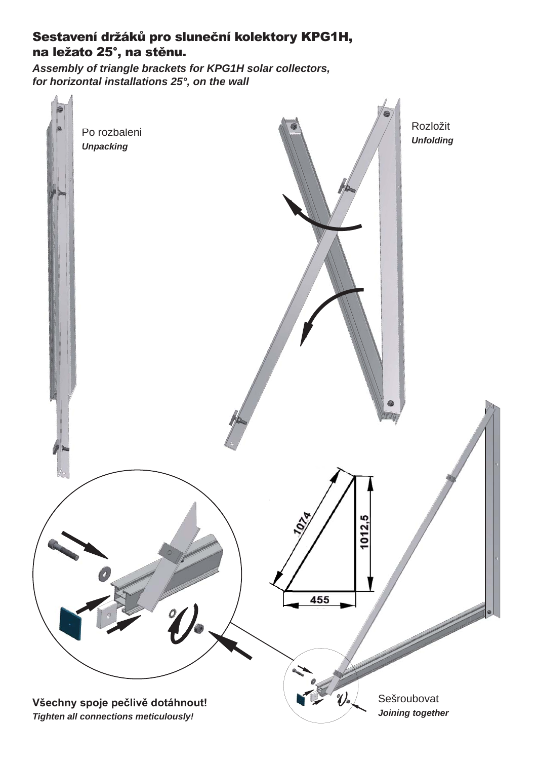# Sestavení držáků pro sluneční kolektory KPG1H, na ležato 25°, na stěnu.

***Assembly of triangle brackets for KPG1H solar collectors, for horizontal installations 25°, on the wall***

Po rozbaleni
***Unpacking***

Rozložit
***Unfolding***

1074
1012,5
455

Sešroubovat
***Joining together***

**Všechny spoje pečlivě dotáhnout!**
***Tighten all connections meticulously!***